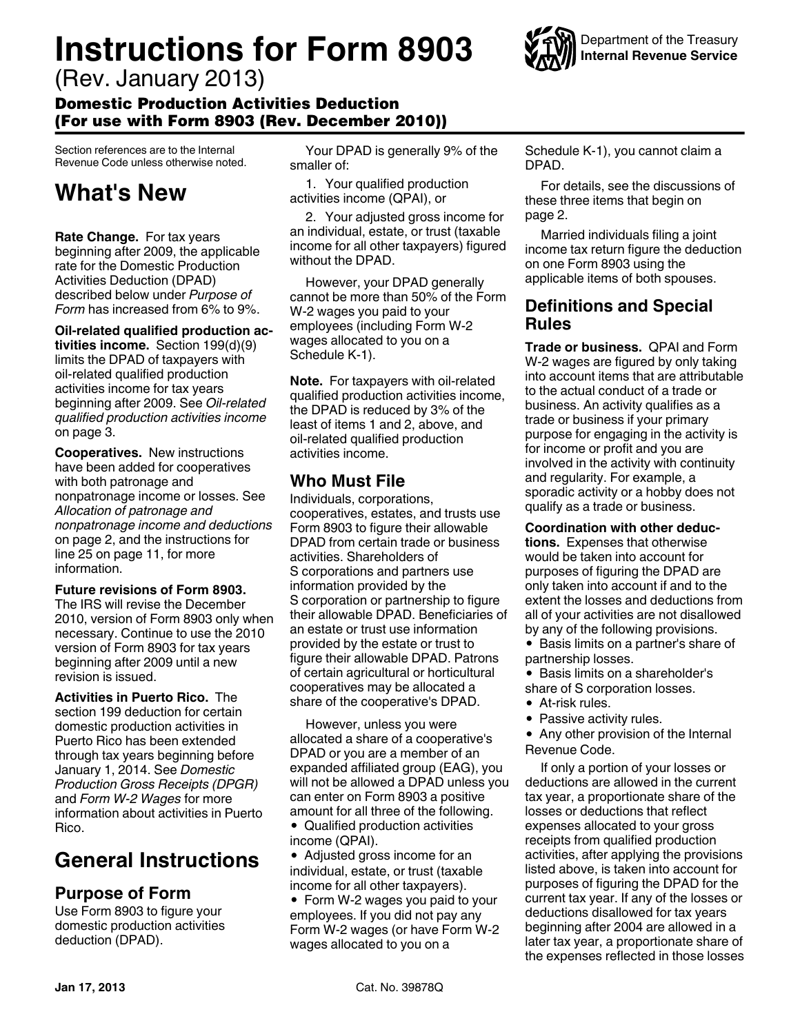# Instructions for Form 8903

(Rev. January 2013)

**Domestic Production Activities Deduction (For use with Form 8903 (Rev. December 2010))**

Department of the Treasury
**Internal Revenue Service**

Section references are to the Internal Revenue Code unless otherwise noted.

## What's New

**Rate Change.** For tax years beginning after 2009, the applicable rate for the Domestic Production Activities Deduction (DPAD) described below under *Purpose of Form* has increased from 6% to 9%.

**Oil-related qualified production activities income.** Section 199(d)(9) limits the DPAD of taxpayers with oil-related qualified production activities income for tax years beginning after 2009. See *Oil-related qualified production activities income* on page 3.

**Cooperatives.** New instructions have been added for cooperatives with both patronage and nonpatronage income or losses. See *Allocation of patronage and nonpatronage income and deductions* on page 2, and the instructions for line 25 on page 11, for more information.

**Future revisions of Form 8903.** The IRS will revise the December 2010, version of Form 8903 only when necessary. Continue to use the 2010 version of Form 8903 for tax years beginning after 2009 until a new revision is issued.

**Activities in Puerto Rico.** The section 199 deduction for certain domestic production activities in Puerto Rico has been extended through tax years beginning before January 1, 2014. See *Domestic Production Gross Receipts (DPGR)* and *Form W-2 Wages* for more information about activities in Puerto Rico.

# General Instructions

## Purpose of Form

Use Form 8903 to figure your domestic production activities deduction (DPAD).

Your DPAD is generally 9% of the smaller of:

1. Your qualified production activities income (QPAI), or

2. Your adjusted gross income for an individual, estate, or trust (taxable income for all other taxpayers) figured without the DPAD.

However, your DPAD generally cannot be more than 50% of the Form W-2 wages you paid to your employees (including Form W-2 wages allocated to you on a Schedule K-1).

**Note.** For taxpayers with oil-related qualified production activities income, the DPAD is reduced by 3% of the least of items 1 and 2, above, and oil-related qualified production activities income.

## Who Must File

Individuals, corporations, cooperatives, estates, and trusts use Form 8903 to figure their allowable DPAD from certain trade or business activities. Shareholders of S corporations and partners use information provided by the S corporation or partnership to figure their allowable DPAD. Beneficiaries of an estate or trust use information provided by the estate or trust to figure their allowable DPAD. Patrons of certain agricultural or horticultural cooperatives may be allocated a share of the cooperative's DPAD.

However, unless you were allocated a share of a cooperative's DPAD or you are a member of an expanded affiliated group (EAG), you will not be allowed a DPAD unless you can enter on Form 8903 a positive amount for all three of the following.

- Qualified production activities income (QPAI).
- Adjusted gross income for an individual, estate, or trust (taxable income for all other taxpayers).
- Form W-2 wages you paid to your employees. If you did not pay any Form W-2 wages (or have Form W-2 wages allocated to you on a Schedule K-1), you cannot claim a DPAD.

For details, see the discussions of these three items that begin on page 2.

Married individuals filing a joint income tax return figure the deduction on one Form 8903 using the applicable items of both spouses.

## Definitions and Special Rules

**Trade or business.** QPAI and Form W-2 wages are figured by only taking into account items that are attributable to the actual conduct of a trade or business. An activity qualifies as a trade or business if your primary purpose for engaging in the activity is for income or profit and you are involved in the activity with continuity and regularity. For example, a sporadic activity or a hobby does not qualify as a trade or business.

**Coordination with other deductions.** Expenses that otherwise would be taken into account for purposes of figuring the DPAD are only taken into account if and to the extent the losses and deductions from all of your activities are not disallowed by any of the following provisions.

- Basis limits on a partner's share of partnership losses.
- Basis limits on a shareholder's share of S corporation losses.
- At-risk rules.
- Passive activity rules.
- Any other provision of the Internal Revenue Code.

If only a portion of your losses or deductions are allowed in the current tax year, a proportionate share of the losses or deductions that reflect expenses allocated to your gross receipts from qualified production activities, after applying the provisions listed above, is taken into account for purposes of figuring the DPAD for the current tax year. If any of the losses or deductions disallowed for tax years beginning after 2004 are allowed in a later tax year, a proportionate share of the expenses reflected in those losses

Jan 17, 2013 Cat. No. 39878Q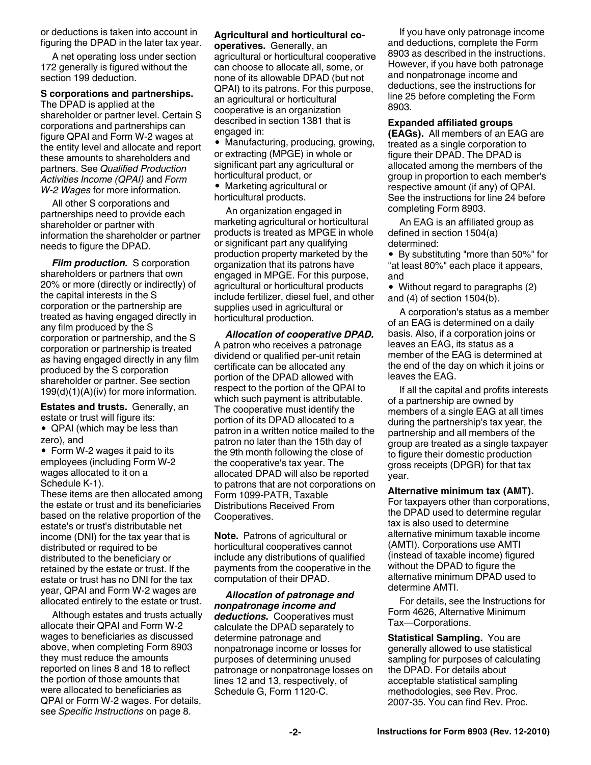or deductions is taken into account in figuring the DPAD in the later tax year.

A net operating loss under section 172 generally is figured without the section 199 deduction.

**S corporations and partnerships.** The DPAD is applied at the shareholder or partner level. Certain S corporations and partnerships can figure QPAI and Form W-2 wages at the entity level and allocate and report these amounts to shareholders and partners. See *Qualified Production Activities Income (QPAI)* and *Form W-2 Wages* for more information.

All other S corporations and partnerships need to provide each shareholder or partner with information the shareholder or partner needs to figure the DPAD.

***Film production.*** S corporation shareholders or partners that own 20% or more (directly or indirectly) of the capital interests in the S corporation or the partnership are treated as having engaged directly in any film produced by the S corporation or partnership, and the S corporation or partnership is treated as having engaged directly in any film produced by the S corporation shareholder or partner. See section 199(d)(1)(A)(iv) for more information.

**Estates and trusts.** Generally, an estate or trust will figure its:

- QPAI (which may be less than zero), and
- Form W-2 wages it paid to its employees (including Form W-2 wages allocated to it on a Schedule K-1).

These items are then allocated among the estate or trust and its beneficiaries based on the relative proportion of the estate's or trust's distributable net income (DNI) for the tax year that is distributed or required to be distributed to the beneficiary or retained by the estate or trust. If the estate or trust has no DNI for the tax year, QPAI and Form W-2 wages are allocated entirely to the estate or trust.

Although estates and trusts actually allocate their QPAI and Form W-2 wages to beneficiaries as discussed above, when completing Form 8903 they must reduce the amounts reported on lines 8 and 18 to reflect the portion of those amounts that were allocated to beneficiaries as QPAI or Form W-2 wages. For details, see *Specific Instructions* on page 8.

**Agricultural and horticultural cooperatives.** Generally, an agricultural or horticultural cooperative can choose to allocate all, some, or none of its allowable DPAD (but not QPAI) to its patrons. For this purpose, an agricultural or horticultural cooperative is an organization described in section 1381 that is engaged in:

- Manufacturing, producing, growing, or extracting (MPGE) in whole or significant part any agricultural or horticultural product, or
- Marketing agricultural or horticultural products.

An organization engaged in marketing agricultural or horticultural products is treated as MPGE in whole or significant part any qualifying production property marketed by the organization that its patrons have engaged in MPGE. For this purpose, agricultural or horticultural products include fertilizer, diesel fuel, and other supplies used in agricultural or horticultural production.

***Allocation of cooperative DPAD.*** A patron who receives a patronage dividend or qualified per-unit retain certificate can be allocated any portion of the DPAD allowed with respect to the portion of the QPAI to which such payment is attributable. The cooperative must identify the portion of its DPAD allocated to a patron in a written notice mailed to the patron no later than the 15th day of the 9th month following the close of the cooperative's tax year. The allocated DPAD will also be reported to patrons that are not corporations on Form 1099-PATR, Taxable Distributions Received From Cooperatives.

**Note.** Patrons of agricultural or horticultural cooperatives cannot include any distributions of qualified payments from the cooperative in the computation of their DPAD.

***Allocation of patronage and nonpatronage income and deductions.*** Cooperatives must calculate the DPAD separately to determine patronage and nonpatronage income or losses for purposes of determining unused patronage or nonpatronage losses on lines 12 and 13, respectively, of Schedule G, Form 1120-C.

If you have only patronage income and deductions, complete the Form 8903 as described in the instructions. However, if you have both patronage and nonpatronage income and deductions, see the instructions for line 25 before completing the Form 8903.

**Expanded affiliated groups (EAGs).** All members of an EAG are treated as a single corporation to figure their DPAD. The DPAD is allocated among the members of the group in proportion to each member's respective amount (if any) of QPAI. See the instructions for line 24 before completing Form 8903.

An EAG is an affiliated group as defined in section 1504(a) determined:

- By substituting "more than 50%" for "at least 80%" each place it appears, and
- Without regard to paragraphs (2) and (4) of section 1504(b).

A corporation's status as a member of an EAG is determined on a daily basis. Also, if a corporation joins or leaves an EAG, its status as a member of the EAG is determined at the end of the day on which it joins or leaves the EAG.

If all the capital and profits interests of a partnership are owned by members of a single EAG at all times during the partnership's tax year, the partnership and all members of the group are treated as a single taxpayer to figure their domestic production gross receipts (DPGR) for that tax year.

**Alternative minimum tax (AMT).** For taxpayers other than corporations, the DPAD used to determine regular tax is also used to determine alternative minimum taxable income (AMTI). Corporations use AMTI (instead of taxable income) figured without the DPAD to figure the alternative minimum DPAD used to determine AMTI.

For details, see the Instructions for Form 4626, Alternative Minimum Tax—Corporations.

**Statistical Sampling.** You are generally allowed to use statistical sampling for purposes of calculating the DPAD. For details about acceptable statistical sampling methodologies, see Rev. Proc. 2007-35. You can find Rev. Proc.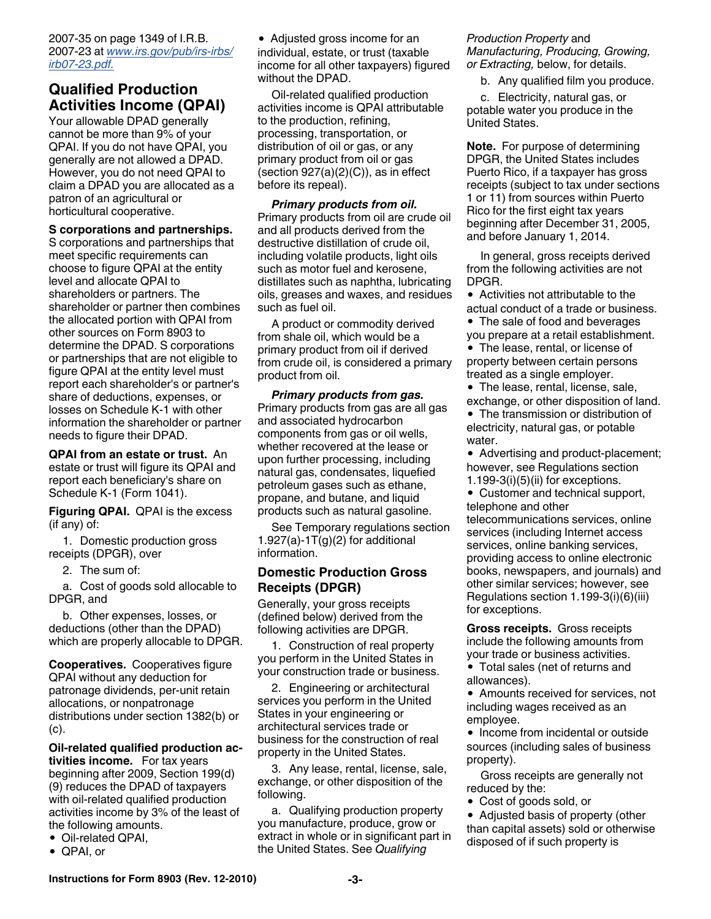2007-35 on page 1349 of I.R.B. 2007-23 at *www.irs.gov/pub/irs-irbs/irb07-23.pdf.*

## Qualified Production Activities Income (QPAI)

Your allowable DPAD generally cannot be more than 9% of your QPAI. If you do not have QPAI, you generally are not allowed a DPAD. However, you do not need QPAI to claim a DPAD you are allocated as a patron of an agricultural or horticultural cooperative.

**S corporations and partnerships.** S corporations and partnerships that meet specific requirements can choose to figure QPAI at the entity level and allocate QPAI to shareholders or partners. The shareholder or partner then combines the allocated portion with QPAI from other sources on Form 8903 to determine the DPAD. S corporations or partnerships that are not eligible to figure QPAI at the entity level must report each shareholder's or partner's share of deductions, expenses, or losses on Schedule K-1 with other information the shareholder or partner needs to figure their DPAD.

**QPAI from an estate or trust.** An estate or trust will figure its QPAI and report each beneficiary's share on Schedule K-1 (Form 1041).

**Figuring QPAI.** QPAI is the excess (if any) of:

1. Domestic production gross receipts (DPGR), over
2. The sum of:

a. Cost of goods sold allocable to DPGR, and

b. Other expenses, losses, or deductions (other than the DPAD) which are properly allocable to DPGR.

**Cooperatives.** Cooperatives figure QPAI without any deduction for patronage dividends, per-unit retain allocations, or nonpatronage distributions under section 1382(b) or (c).

**Oil-related qualified production activities income.** For tax years beginning after 2009, Section 199(d)(9) reduces the DPAD of taxpayers with oil-related qualified production activities income by 3% of the least of the following amounts.

- Oil-related QPAI,
- QPAI, or
- Adjusted gross income for an individual, estate, or trust (taxable income for all other taxpayers) figured without the DPAD.

Oil-related qualified production activities income is QPAI attributable to the production, refining, processing, transportation, or distribution of oil or gas, or any primary product from oil or gas (section 927(a)(2)(C)), as in effect before its repeal).

***Primary products from oil.*** Primary products from oil are crude oil and all products derived from the destructive distillation of crude oil, including volatile products, light oils such as motor fuel and kerosene, distillates such as naphtha, lubricating oils, greases and waxes, and residues such as fuel oil.

A product or commodity derived from shale oil, which would be a primary product from oil if derived from crude oil, is considered a primary product from oil.

***Primary products from gas.*** Primary products from gas are all gas and associated hydrocarbon components from gas or oil wells, whether recovered at the lease or upon further processing, including natural gas, condensates, liquefied petroleum gases such as ethane, propane, and butane, and liquid products such as natural gasoline.

See Temporary regulations section 1.927(a)-1T(g)(2) for additional information.

### Domestic Production Gross Receipts (DPGR)

Generally, your gross receipts (defined below) derived from the following activities are DPGR.

1. Construction of real property you perform in the United States in your construction trade or business.
2. Engineering or architectural services you perform in the United States in your engineering or architectural services trade or business for the construction of real property in the United States.
3. Any lease, rental, license, sale, exchange, or other disposition of the following.

a. Qualifying production property you manufacture, produce, grow or extract in whole or in significant part in the United States. See *Qualifying Production Property* and *Manufacturing, Producing, Growing, or Extracting,* below, for details.

b. Any qualified film you produce.

c. Electricity, natural gas, or potable water you produce in the United States.

**Note.** For purpose of determining DPGR, the United States includes Puerto Rico, if a taxpayer has gross receipts (subject to tax under sections 1 or 11) from sources within Puerto Rico for the first eight tax years beginning after December 31, 2005, and before January 1, 2014.

In general, gross receipts derived from the following activities are not DPGR.

- Activities not attributable to the actual conduct of a trade or business.
- The sale of food and beverages you prepare at a retail establishment.
- The lease, rental, or license of property between certain persons treated as a single employer.
- The lease, rental, license, sale, exchange, or other disposition of land.
- The transmission or distribution of electricity, natural gas, or potable water.
- Advertising and product-placement; however, see Regulations section 1.199-3(i)(5)(ii) for exceptions.
- Customer and technical support, telephone and other telecommunications services, online services (including Internet access services, online banking services, providing access to online electronic books, newspapers, and journals) and other similar services; however, see Regulations section 1.199-3(i)(6)(iii) for exceptions.

**Gross receipts.** Gross receipts include the following amounts from your trade or business activities.

- Total sales (net of returns and allowances).
- Amounts received for services, not including wages received as an employee.
- Income from incidental or outside sources (including sales of business property).

Gross receipts are generally not reduced by the:

- Cost of goods sold, or
- Adjusted basis of property (other than capital assets) sold or otherwise disposed of if such property is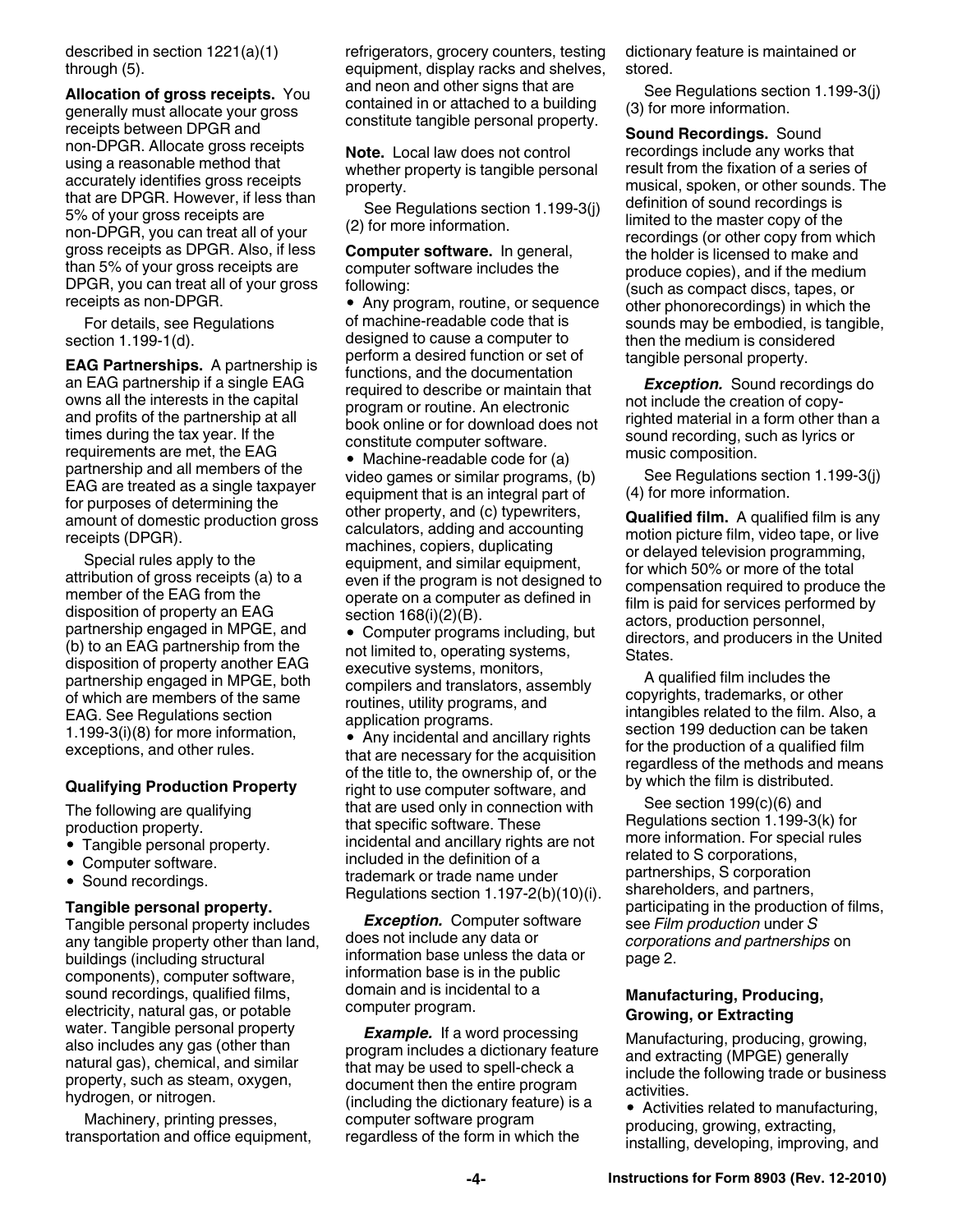described in section 1221(a)(1) through (5).

**Allocation of gross receipts.** You generally must allocate your gross receipts between DPGR and non-DPGR. Allocate gross receipts using a reasonable method that accurately identifies gross receipts that are DPGR. However, if less than 5% of your gross receipts are non-DPGR, you can treat all of your gross receipts as DPGR. Also, if less than 5% of your gross receipts are DPGR, you can treat all of your gross receipts as non-DPGR.

For details, see Regulations section 1.199-1(d).

**EAG Partnerships.** A partnership is an EAG partnership if a single EAG owns all the interests in the capital and profits of the partnership at all times during the tax year. If the requirements are met, the EAG partnership and all members of the EAG are treated as a single taxpayer for purposes of determining the amount of domestic production gross receipts (DPGR).

Special rules apply to the attribution of gross receipts (a) to a member of the EAG from the disposition of property an EAG partnership engaged in MPGE, and (b) to an EAG partnership from the disposition of property another EAG partnership engaged in MPGE, both of which are members of the same EAG. See Regulations section 1.199-3(i)(8) for more information, exceptions, and other rules.

### Qualifying Production Property

The following are qualifying production property.

- Tangible personal property.
- Computer software.
- Sound recordings.

**Tangible personal property.** Tangible personal property includes any tangible property other than land, buildings (including structural components), computer software, sound recordings, qualified films, electricity, natural gas, or potable water. Tangible personal property also includes any gas (other than natural gas), chemical, and similar property, such as steam, oxygen, hydrogen, or nitrogen.

Machinery, printing presses, transportation and office equipment, refrigerators, grocery counters, testing equipment, display racks and shelves, and neon and other signs that are contained in or attached to a building constitute tangible personal property.

**Note.** Local law does not control whether property is tangible personal property.

See Regulations section 1.199-3(j)(2) for more information.

**Computer software.** In general, computer software includes the following:

- Any program, routine, or sequence of machine-readable code that is designed to cause a computer to perform a desired function or set of functions, and the documentation required to describe or maintain that program or routine. An electronic book online or for download does not constitute computer software.
- Machine-readable code for (a) video games or similar programs, (b) equipment that is an integral part of other property, and (c) typewriters, calculators, adding and accounting machines, copiers, duplicating equipment, and similar equipment, even if the program is not designed to operate on a computer as defined in section 168(i)(2)(B).
- Computer programs including, but not limited to, operating systems, executive systems, monitors, compilers and translators, assembly routines, utility programs, and application programs.
- Any incidental and ancillary rights that are necessary for the acquisition of the title to, the ownership of, or the right to use computer software, and that are used only in connection with that specific software. These incidental and ancillary rights are not included in the definition of a trademark or trade name under Regulations section 1.197-2(b)(10)(i).

***Exception.*** Computer software does not include any data or information base unless the data or information base is in the public domain and is incidental to a computer program.

***Example.*** If a word processing program includes a dictionary feature that may be used to spell-check a document then the entire program (including the dictionary feature) is a computer software program regardless of the form in which the dictionary feature is maintained or stored.

See Regulations section 1.199-3(j)(3) for more information.

**Sound Recordings.** Sound recordings include any works that result from the fixation of a series of musical, spoken, or other sounds. The definition of sound recordings is limited to the master copy of the recordings (or other copy from which the holder is licensed to make and produce copies), and if the medium (such as compact discs, tapes, or other phonorecordings) in which the sounds may be embodied, is tangible, then the medium is considered tangible personal property.

***Exception.*** Sound recordings do not include the creation of copyrighted material in a form other than a sound recording, such as lyrics or music composition.

See Regulations section 1.199-3(j)(4) for more information.

**Qualified film.** A qualified film is any motion picture film, video tape, or live or delayed television programming, for which 50% or more of the total compensation required to produce the film is paid for services performed by actors, production personnel, directors, and producers in the United States.

A qualified film includes the copyrights, trademarks, or other intangibles related to the film. Also, a section 199 deduction can be taken for the production of a qualified film regardless of the methods and means by which the film is distributed.

See section 199(c)(6) and Regulations section 1.199-3(k) for more information. For special rules related to S corporations, partnerships, S corporation shareholders, and partners, participating in the production of films, see *Film production* under *S corporations and partnerships* on page 2.

### Manufacturing, Producing, Growing, or Extracting

Manufacturing, producing, growing, and extracting (MPGE) generally include the following trade or business activities.

- Activities related to manufacturing, producing, growing, extracting, installing, developing, improving, and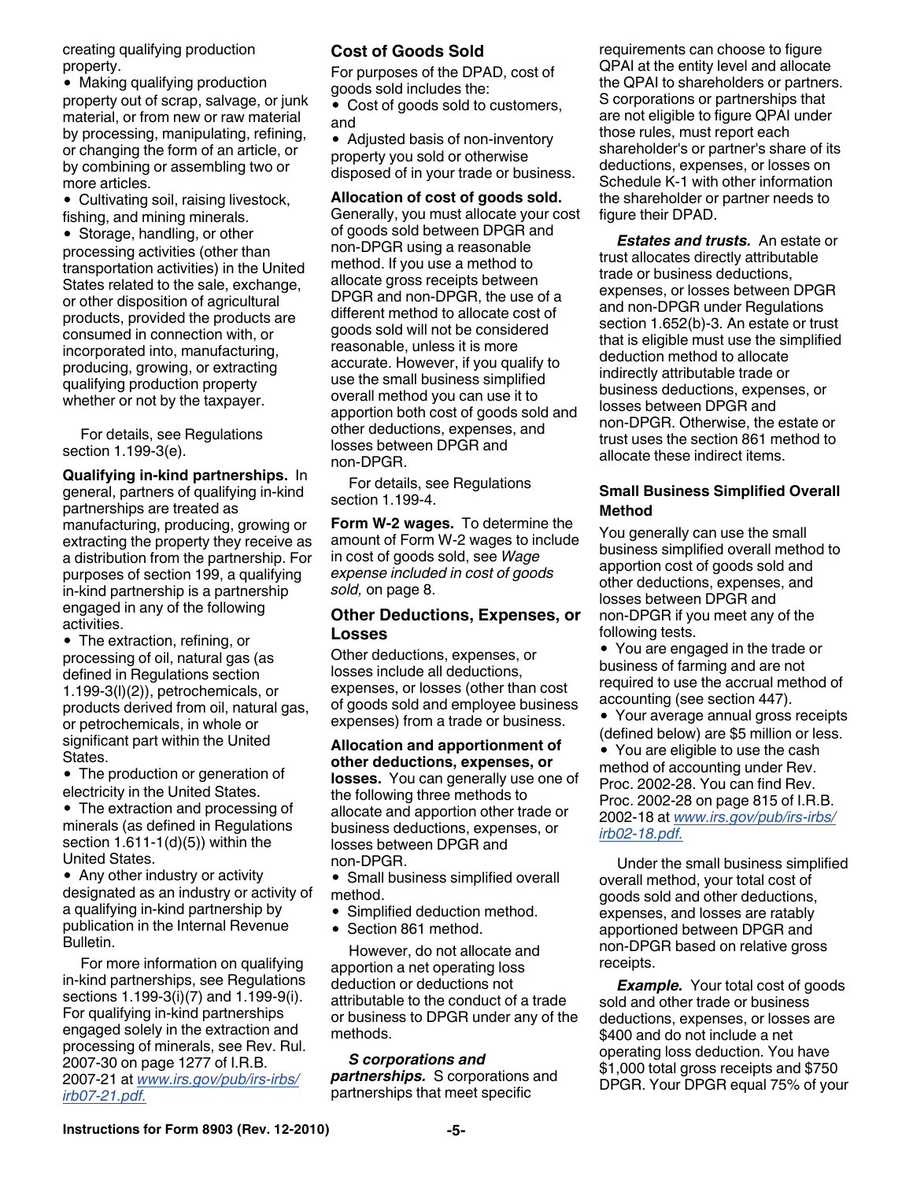creating qualifying production property.

- Making qualifying production property out of scrap, salvage, or junk material, or from new or raw material by processing, manipulating, refining, or changing the form of an article, or by combining or assembling two or more articles.
- Cultivating soil, raising livestock, fishing, and mining minerals.
- Storage, handling, or other processing activities (other than transportation activities) in the United States related to the sale, exchange, or other disposition of agricultural products, provided the products are consumed in connection with, or incorporated into, manufacturing, producing, growing, or extracting qualifying production property whether or not by the taxpayer.

For details, see Regulations section 1.199-3(e).

**Qualifying in-kind partnerships.** In general, partners of qualifying in-kind partnerships are treated as manufacturing, producing, growing or extracting the property they receive as a distribution from the partnership. For purposes of section 199, a qualifying in-kind partnership is a partnership engaged in any of the following activities.

- The extraction, refining, or processing of oil, natural gas (as defined in Regulations section 1.199-3(l)(2)), petrochemicals, or products derived from oil, natural gas, or petrochemicals, in whole or significant part within the United States.
- The production or generation of electricity in the United States.
- The extraction and processing of minerals (as defined in Regulations section 1.611-1(d)(5)) within the United States.
- Any other industry or activity designated as an industry or activity of a qualifying in-kind partnership by publication in the Internal Revenue Bulletin.

For more information on qualifying in-kind partnerships, see Regulations sections 1.199-3(i)(7) and 1.199-9(i). For qualifying in-kind partnerships engaged solely in the extraction and processing of minerals, see Rev. Rul. 2007-30 on page 1277 of I.R.B. 2007-21 at *www.irs.gov/pub/irs-irbs/irb07-21.pdf.*

## Cost of Goods Sold

For purposes of the DPAD, cost of goods sold includes the:

- Cost of goods sold to customers, and
- Adjusted basis of non-inventory property you sold or otherwise disposed of in your trade or business.

**Allocation of cost of goods sold.** Generally, you must allocate your cost of goods sold between DPGR and non-DPGR using a reasonable method. If you use a method to allocate gross receipts between DPGR and non-DPGR, the use of a different method to allocate cost of goods sold will not be considered reasonable, unless it is more accurate. However, if you qualify to use the small business simplified overall method you can use it to apportion both cost of goods sold and other deductions, expenses, and losses between DPGR and non-DPGR.

For details, see Regulations section 1.199-4.

**Form W-2 wages.** To determine the amount of Form W-2 wages to include in cost of goods sold, see *Wage expense included in cost of goods sold,* on page 8.

## Other Deductions, Expenses, or Losses

Other deductions, expenses, or losses include all deductions, expenses, or losses (other than cost of goods sold and employee business expenses) from a trade or business.

**Allocation and apportionment of other deductions, expenses, or losses.** You can generally use one of the following three methods to allocate and apportion other trade or business deductions, expenses, or losses between DPGR and non-DPGR.

- Small business simplified overall method.
- Simplified deduction method.
- Section 861 method.

However, do not allocate and apportion a net operating loss deduction or deductions not attributable to the conduct of a trade or business to DPGR under any of the methods.

***S corporations and partnerships.*** S corporations and partnerships that meet specific requirements can choose to figure QPAI at the entity level and allocate the QPAI to shareholders or partners. S corporations or partnerships that are not eligible to figure QPAI under those rules, must report each shareholder's or partner's share of its deductions, expenses, or losses on Schedule K-1 with other information the shareholder or partner needs to figure their DPAD.

***Estates and trusts.*** An estate or trust allocates directly attributable trade or business deductions, expenses, or losses between DPGR and non-DPGR under Regulations section 1.652(b)-3. An estate or trust that is eligible must use the simplified deduction method to allocate indirectly attributable trade or business deductions, expenses, or losses between DPGR and non-DPGR. Otherwise, the estate or trust uses the section 861 method to allocate these indirect items.

### Small Business Simplified Overall Method

You generally can use the small business simplified overall method to apportion cost of goods sold and other deductions, expenses, and losses between DPGR and non-DPGR if you meet any of the following tests.

- You are engaged in the trade or business of farming and are not required to use the accrual method of accounting (see section 447).
- Your average annual gross receipts (defined below) are $5 million or less.
- You are eligible to use the cash method of accounting under Rev. Proc. 2002-28. You can find Rev. Proc. 2002-28 on page 815 of I.R.B. 2002-18 at *www.irs.gov/pub/irs-irbs/irb02-18.pdf.*

Under the small business simplified overall method, your total cost of goods sold and other deductions, expenses, and losses are ratably apportioned between DPGR and non-DPGR based on relative gross receipts.

***Example.*** Your total cost of goods sold and other trade or business deductions, expenses, or losses are $400 and do not include a net operating loss deduction. You have $1,000 total gross receipts and $750 DPGR. Your DPGR equal 75% of your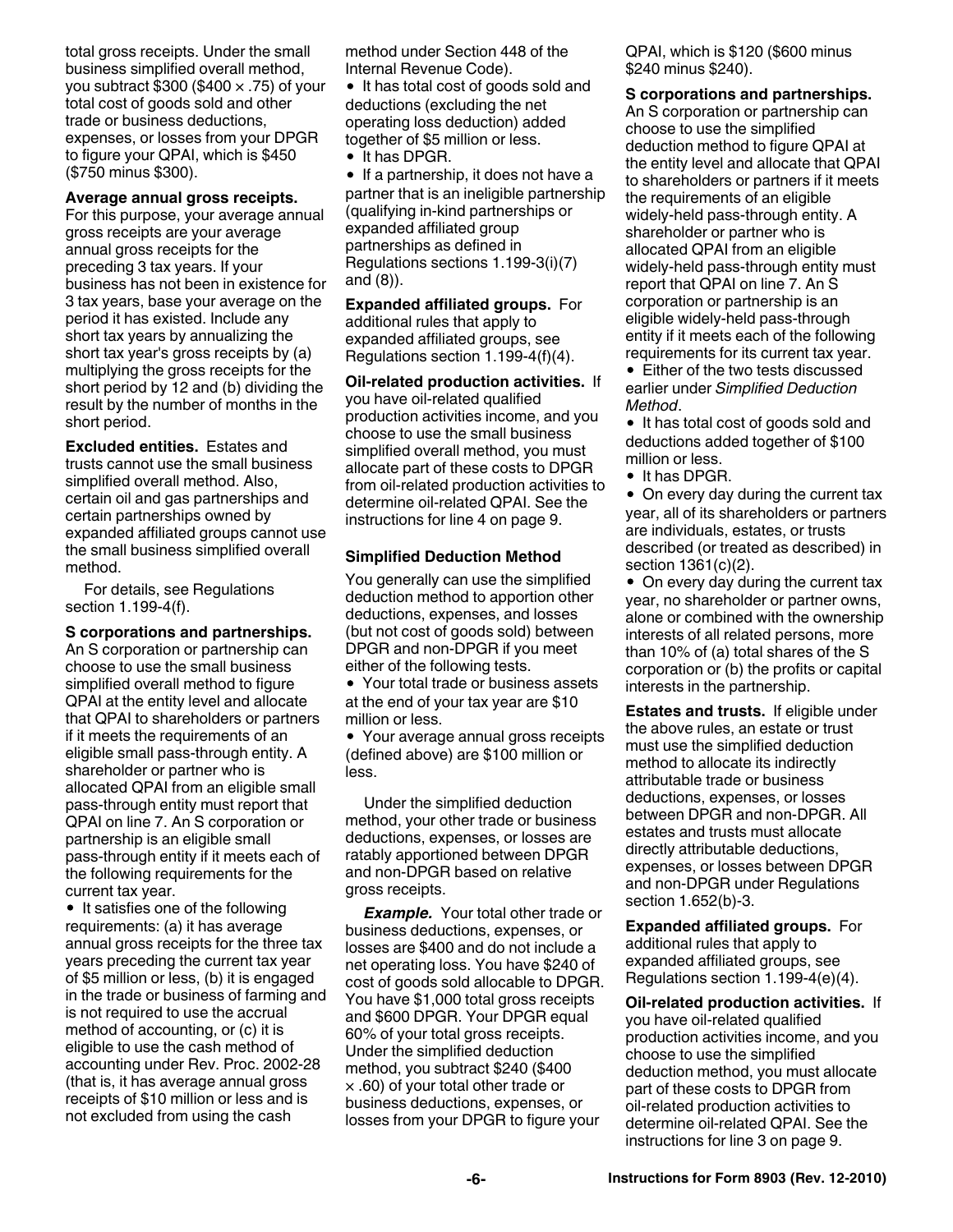total gross receipts. Under the small business simplified overall method, you subtract $300 ($400 × .75) of your total cost of goods sold and other trade or business deductions, expenses, or losses from your DPGR to figure your QPAI, which is $450 ($750 minus $300).

**Average annual gross receipts.** For this purpose, your average annual gross receipts are your average annual gross receipts for the preceding 3 tax years. If your business has not been in existence for 3 tax years, base your average on the period it has existed. Include any short tax years by annualizing the short tax year's gross receipts by (a) multiplying the gross receipts for the short period by 12 and (b) dividing the result by the number of months in the short period.

**Excluded entities.** Estates and trusts cannot use the small business simplified overall method. Also, certain oil and gas partnerships and certain partnerships owned by expanded affiliated groups cannot use the small business simplified overall method.

For details, see Regulations section 1.199-4(f).

**S corporations and partnerships.** An S corporation or partnership can choose to use the small business simplified overall method to figure QPAI at the entity level and allocate that QPAI to shareholders or partners if it meets the requirements of an eligible small pass-through entity. A shareholder or partner who is allocated QPAI from an eligible small pass-through entity must report that QPAI on line 7. An S corporation or partnership is an eligible small pass-through entity if it meets each of the following requirements for the current tax year.

- It satisfies one of the following requirements: (a) it has average annual gross receipts for the three tax years preceding the current tax year of $5 million or less, (b) it is engaged in the trade or business of farming and is not required to use the accrual method of accounting, or (c) it is eligible to use the cash method of accounting under Rev. Proc. 2002-28 (that is, it has average annual gross receipts of $10 million or less and is not excluded from using the cash method under Section 448 of the Internal Revenue Code).
- It has total cost of goods sold and deductions (excluding the net operating loss deduction) added together of $5 million or less.
- It has DPGR.
- If a partnership, it does not have a partner that is an ineligible partnership (qualifying in-kind partnerships or expanded affiliated group partnerships as defined in Regulations sections 1.199-3(i)(7) and (8)).

**Expanded affiliated groups.** For additional rules that apply to expanded affiliated groups, see Regulations section 1.199-4(f)(4).

**Oil-related production activities.** If you have oil-related qualified production activities income, and you choose to use the small business simplified overall method, you must allocate part of these costs to DPGR from oil-related production activities to determine oil-related QPAI. See the instructions for line 4 on page 9.

### Simplified Deduction Method

You generally can use the simplified deduction method to apportion other deductions, expenses, and losses (but not cost of goods sold) between DPGR and non-DPGR if you meet either of the following tests.

- Your total trade or business assets at the end of your tax year are $10 million or less.
- Your average annual gross receipts (defined above) are $100 million or less.

Under the simplified deduction method, your other trade or business deductions, expenses, or losses are ratably apportioned between DPGR and non-DPGR based on relative gross receipts.

***Example.*** Your total other trade or business deductions, expenses, or losses are $400 and do not include a net operating loss. You have $240 of cost of goods sold allocable to DPGR. You have $1,000 total gross receipts and $600 DPGR. Your DPGR equal 60% of your total gross receipts. Under the simplified deduction method, you subtract $240 ($400 × .60) of your total other trade or business deductions, expenses, or losses from your DPGR to figure your QPAI, which is $120 ($600 minus $240 minus $240).

**S corporations and partnerships.** An S corporation or partnership can choose to use the simplified deduction method to figure QPAI at the entity level and allocate that QPAI to shareholders or partners if it meets the requirements of an eligible widely-held pass-through entity. A shareholder or partner who is allocated QPAI from an eligible widely-held pass-through entity must report that QPAI on line 7. An S corporation or partnership is an eligible widely-held pass-through entity if it meets each of the following requirements for its current tax year.

- Either of the two tests discussed earlier under *Simplified Deduction Method*.
- It has total cost of goods sold and deductions added together of $100 million or less.
- It has DPGR.
- On every day during the current tax year, all of its shareholders or partners are individuals, estates, or trusts described (or treated as described) in section 1361(c)(2).
- On every day during the current tax year, no shareholder or partner owns, alone or combined with the ownership interests of all related persons, more than 10% of (a) total shares of the S corporation or (b) the profits or capital interests in the partnership.

**Estates and trusts.** If eligible under the above rules, an estate or trust must use the simplified deduction method to allocate its indirectly attributable trade or business deductions, expenses, or losses between DPGR and non-DPGR. All estates and trusts must allocate directly attributable deductions, expenses, or losses between DPGR and non-DPGR under Regulations section 1.652(b)-3.

**Expanded affiliated groups.** For additional rules that apply to expanded affiliated groups, see Regulations section 1.199-4(e)(4).

**Oil-related production activities.** If you have oil-related qualified production activities income, and you choose to use the simplified deduction method, you must allocate part of these costs to DPGR from oil-related production activities to determine oil-related QPAI. See the instructions for line 3 on page 9.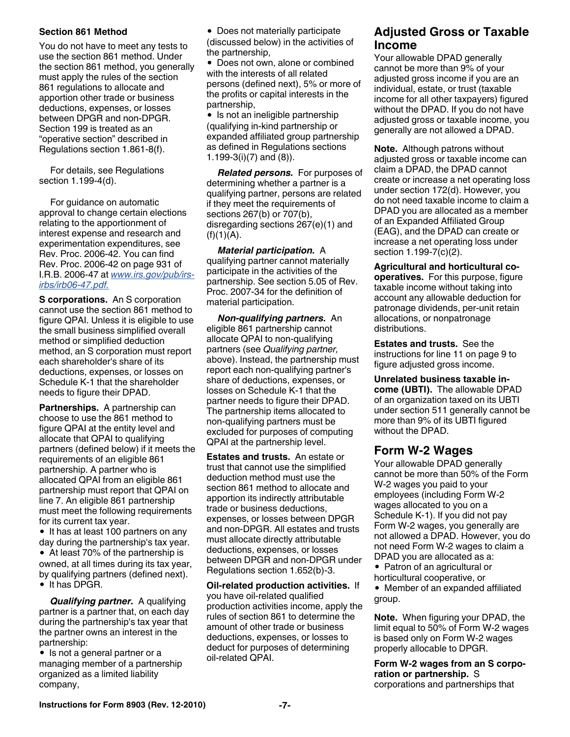**Section 861 Method**

You do not have to meet any tests to use the section 861 method. Under the section 861 method, you generally must apply the rules of the section 861 regulations to allocate and apportion other trade or business deductions, expenses, or losses between DPGR and non-DPGR. Section 199 is treated as an "operative section" described in Regulations section 1.861-8(f).

For details, see Regulations section 1.199-4(d).

For guidance on automatic approval to change certain elections relating to the apportionment of interest expense and research and experimentation expenditures, see Rev. Proc. 2006-42. You can find Rev. Proc. 2006-42 on page 931 of I.R.B. 2006-47 at www.irs.gov/pub/irs-irbs/irb06-47.pdf.

**S corporations.** An S corporation cannot use the section 861 method to figure QPAI. Unless it is eligible to use the small business simplified overall method or simplified deduction method, an S corporation must report each shareholder's share of its deductions, expenses, or losses on Schedule K-1 that the shareholder needs to figure their DPAD.

**Partnerships.** A partnership can choose to use the 861 method to figure QPAI at the entity level and allocate that QPAI to qualifying partners (defined below) if it meets the requirements of an eligible 861 partnership. A partner who is allocated QPAI from an eligible 861 partnership must report that QPAI on line 7. An eligible 861 partnership must meet the following requirements for its current tax year.

- It has at least 100 partners on any day during the partnership's tax year.
- At least 70% of the partnership is owned, at all times during its tax year, by qualifying partners (defined next).
- It has DPGR.

***Qualifying partner.*** A qualifying partner is a partner that, on each day during the partnership's tax year that the partner owns an interest in the partnership:

- Is not a general partner or a managing member of a partnership organized as a limited liability company,
- Does not materially participate (discussed below) in the activities of the partnership,
- Does not own, alone or combined with the interests of all related persons (defined next), 5% or more of the profits or capital interests in the partnership,
- Is not an ineligible partnership (qualifying in-kind partnership or expanded affiliated group partnership as defined in Regulations sections 1.199-3(i)(7) and (8)).

***Related persons.*** For purposes of determining whether a partner is a qualifying partner, persons are related if they meet the requirements of sections 267(b) or 707(b), disregarding sections 267(e)(1) and (f)(1)(A).

***Material participation.*** A qualifying partner cannot materially participate in the activities of the partnership. See section 5.05 of Rev. Proc. 2007-34 for the definition of material participation.

***Non-qualifying partners.*** An eligible 861 partnership cannot allocate QPAI to non-qualifying partners (see *Qualifying partner,* above). Instead, the partnership must report each non-qualifying partner's share of deductions, expenses, or losses on Schedule K-1 that the partner needs to figure their DPAD. The partnership items allocated to non-qualifying partners must be excluded for purposes of computing QPAI at the partnership level.

**Estates and trusts.** An estate or trust that cannot use the simplified deduction method must use the section 861 method to allocate and apportion its indirectly attributable trade or business deductions, expenses, or losses between DPGR and non-DPGR. All estates and trusts must allocate directly attributable deductions, expenses, or losses between DPGR and non-DPGR under Regulations section 1.652(b)-3.

**Oil-related production activities.** If you have oil-related qualified production activities income, apply the rules of section 861 to determine the amount of other trade or business deductions, expenses, or losses to deduct for purposes of determining oil-related QPAI.

## Adjusted Gross or Taxable Income

Your allowable DPAD generally cannot be more than 9% of your adjusted gross income if you are an individual, estate, or trust (taxable income for all other taxpayers) figured without the DPAD. If you do not have adjusted gross or taxable income, you generally are not allowed a DPAD.

**Note.** Although patrons without adjusted gross or taxable income can claim a DPAD, the DPAD cannot create or increase a net operating loss under section 172(d). However, you do not need taxable income to claim a DPAD you are allocated as a member of an Expanded Affiliated Group (EAG), and the DPAD can create or increase a net operating loss under section 1.199-7(c)(2).

**Agricultural and horticultural cooperatives.** For this purpose, figure taxable income without taking into account any allowable deduction for patronage dividends, per-unit retain allocations, or nonpatronage distributions.

**Estates and trusts.** See the instructions for line 11 on page 9 to figure adjusted gross income.

**Unrelated business taxable income (UBTI).** The allowable DPAD of an organization taxed on its UBTI under section 511 generally cannot be more than 9% of its UBTI figured without the DPAD.

## Form W-2 Wages

Your allowable DPAD generally cannot be more than 50% of the Form W-2 wages you paid to your employees (including Form W-2 wages allocated to you on a Schedule K-1). If you did not pay Form W-2 wages, you generally are not allowed a DPAD. However, you do not need Form W-2 wages to claim a DPAD you are allocated as a:

- Patron of an agricultural or horticultural cooperative, or
- Member of an expanded affiliated group.

**Note.** When figuring your DPAD, the limit equal to 50% of Form W-2 wages is based only on Form W-2 wages properly allocable to DPGR.

**Form W-2 wages from an S corporation or partnership.** S corporations and partnerships that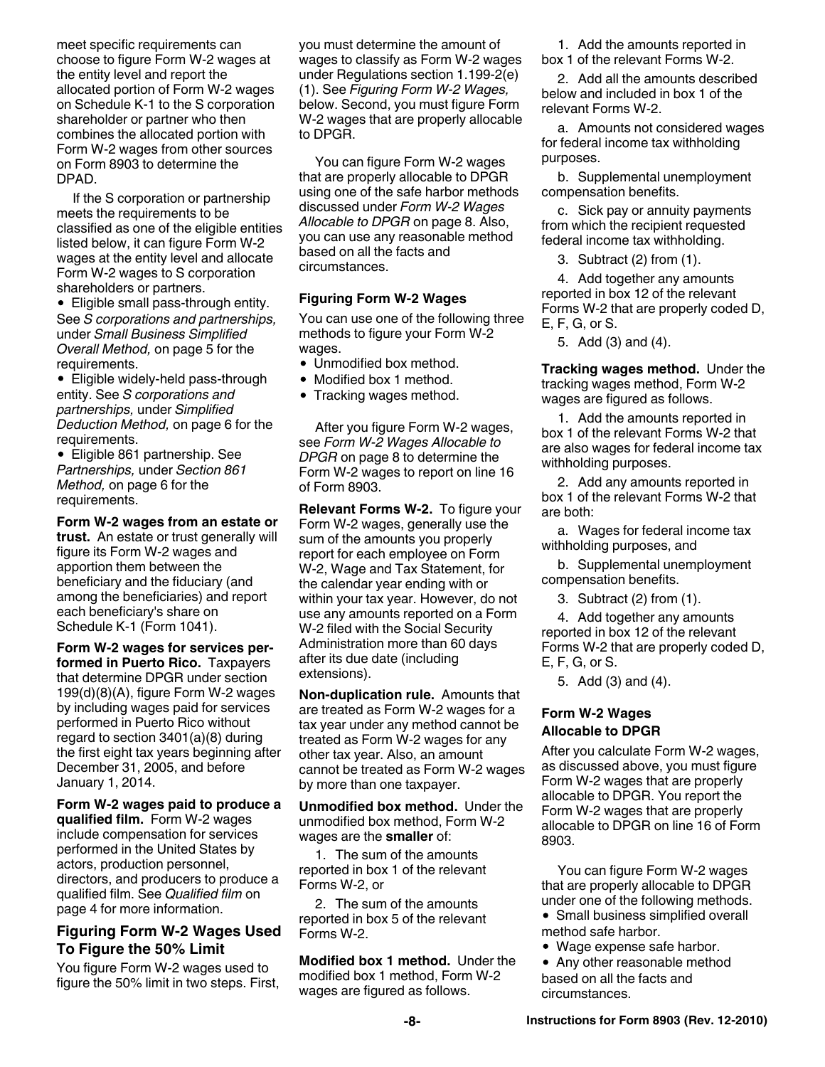meet specific requirements can choose to figure Form W-2 wages at the entity level and report the allocated portion of Form W-2 wages on Schedule K-1 to the S corporation shareholder or partner who then combines the allocated portion with Form W-2 wages from other sources on Form 8903 to determine the DPAD.

If the S corporation or partnership meets the requirements to be classified as one of the eligible entities listed below, it can figure Form W-2 wages at the entity level and allocate Form W-2 wages to S corporation shareholders or partners.

- Eligible small pass-through entity. See *S corporations and partnerships,* under *Small Business Simplified Overall Method,* on page 5 for the requirements.
- Eligible widely-held pass-through entity. See *S corporations and partnerships,* under *Simplified Deduction Method,* on page 6 for the requirements.
- Eligible 861 partnership. See *Partnerships,* under *Section 861 Method,* on page 6 for the requirements.

**Form W-2 wages from an estate or trust.** An estate or trust generally will figure its Form W-2 wages and apportion them between the beneficiary and the fiduciary (and among the beneficiaries) and report each beneficiary's share on Schedule K-1 (Form 1041).

**Form W-2 wages for services performed in Puerto Rico.** Taxpayers that determine DPGR under section 199(d)(8)(A), figure Form W-2 wages by including wages paid for services performed in Puerto Rico without regard to section 3401(a)(8) during the first eight tax years beginning after December 31, 2005, and before January 1, 2014.

**Form W-2 wages paid to produce a qualified film.** Form W-2 wages include compensation for services performed in the United States by actors, production personnel, directors, and producers to produce a qualified film. See *Qualified film* on page 4 for more information.

## Figuring Form W-2 Wages Used To Figure the 50% Limit

You figure Form W-2 wages used to figure the 50% limit in two steps. First, you must determine the amount of wages to classify as Form W-2 wages under Regulations section 1.199-2(e)(1). See *Figuring Form W-2 Wages,* below. Second, you must figure Form W-2 wages that are properly allocable to DPGR.

You can figure Form W-2 wages that are properly allocable to DPGR using one of the safe harbor methods discussed under *Form W-2 Wages Allocable to DPGR* on page 8. Also, you can use any reasonable method based on all the facts and circumstances.

### Figuring Form W-2 Wages

You can use one of the following three methods to figure your Form W-2 wages.

- Unmodified box method.
- Modified box 1 method.
- Tracking wages method.

After you figure Form W-2 wages, see *Form W-2 Wages Allocable to DPGR* on page 8 to determine the Form W-2 wages to report on line 16 of Form 8903.

**Relevant Forms W-2.** To figure your Form W-2 wages, generally use the sum of the amounts you properly report for each employee on Form W-2, Wage and Tax Statement, for the calendar year ending with or within your tax year. However, do not use any amounts reported on a Form W-2 filed with the Social Security Administration more than 60 days after its due date (including extensions).

**Non-duplication rule.** Amounts that are treated as Form W-2 wages for a tax year under any method cannot be treated as Form W-2 wages for any other tax year. Also, an amount cannot be treated as Form W-2 wages by more than one taxpayer.

**Unmodified box method.** Under the unmodified box method, Form W-2 wages are the **smaller** of:

1. The sum of the amounts reported in box 1 of the relevant Forms W-2, or
2. The sum of the amounts reported in box 5 of the relevant Forms W-2.

**Modified box 1 method.** Under the modified box 1 method, Form W-2 wages are figured as follows.

1. Add the amounts reported in box 1 of the relevant Forms W-2.
2. Add all the amounts described below and included in box 1 of the relevant Forms W-2.
   a. Amounts not considered wages for federal income tax withholding purposes.
   b. Supplemental unemployment compensation benefits.
   c. Sick pay or annuity payments from which the recipient requested federal income tax withholding.
3. Subtract (2) from (1).
4. Add together any amounts reported in box 12 of the relevant Forms W-2 that are properly coded D, E, F, G, or S.
5. Add (3) and (4).

**Tracking wages method.** Under the tracking wages method, Form W-2 wages are figured as follows.

1. Add the amounts reported in box 1 of the relevant Forms W-2 that are also wages for federal income tax withholding purposes.
2. Add any amounts reported in box 1 of the relevant Forms W-2 that are both:
   a. Wages for federal income tax withholding purposes, and
   b. Supplemental unemployment compensation benefits.
3. Subtract (2) from (1).
4. Add together any amounts reported in box 12 of the relevant Forms W-2 that are properly coded D, E, F, G, or S.
5. Add (3) and (4).

### Form W-2 Wages Allocable to DPGR

After you calculate Form W-2 wages, as discussed above, you must figure Form W-2 wages that are properly allocable to DPGR. You report the Form W-2 wages that are properly allocable to DPGR on line 16 of Form 8903.

You can figure Form W-2 wages that are properly allocable to DPGR under one of the following methods.

- Small business simplified overall method safe harbor.
- Wage expense safe harbor.
- Any other reasonable method based on all the facts and circumstances.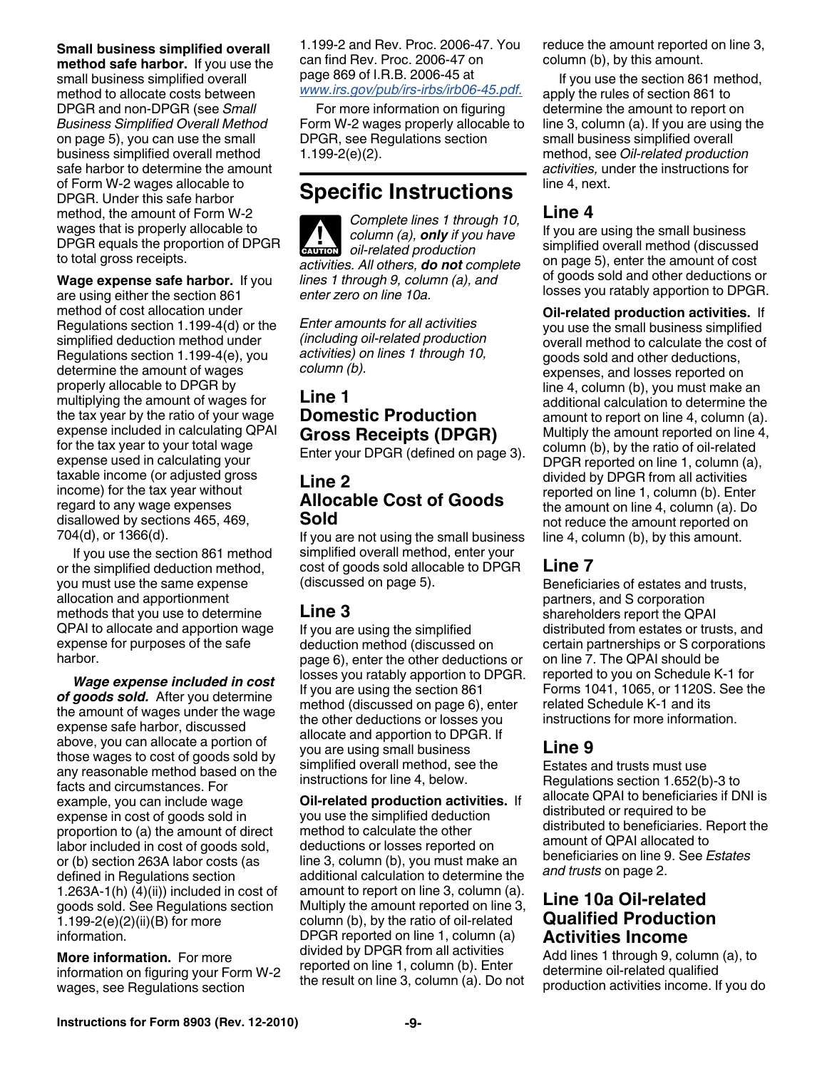**Small business simplified overall method safe harbor.** If you use the small business simplified overall method to allocate costs between DPGR and non-DPGR (see *Small Business Simplified Overall Method* on page 5), you can use the small business simplified overall method safe harbor to determine the amount of Form W-2 wages allocable to DPGR. Under this safe harbor method, the amount of Form W-2 wages that is properly allocable to DPGR equals the proportion of DPGR to total gross receipts.

**Wage expense safe harbor.** If you are using either the section 861 method of cost allocation under Regulations section 1.199-4(d) or the simplified deduction method under Regulations section 1.199-4(e), you determine the amount of wages properly allocable to DPGR by multiplying the amount of wages for the tax year by the ratio of your wage expense included in calculating QPAI for the tax year to your total wage expense used in calculating your taxable income (or adjusted gross income) for the tax year without regard to any wage expenses disallowed by sections 465, 469, 704(d), or 1366(d).

If you use the section 861 method or the simplified deduction method, you must use the same expense allocation and apportionment methods that you use to determine QPAI to allocate and apportion wage expense for purposes of the safe harbor.

***Wage expense included in cost of goods sold.*** After you determine the amount of wages under the wage expense safe harbor, discussed above, you can allocate a portion of those wages to cost of goods sold by any reasonable method based on the facts and circumstances. For example, you can include wage expense in cost of goods sold in proportion to (a) the amount of direct labor included in cost of goods sold, or (b) section 263A labor costs (as defined in Regulations section 1.263A-1(h) (4)(ii)) included in cost of goods sold. See Regulations section 1.199-2(e)(2)(ii)(B) for more information.

**More information.** For more information on figuring your Form W-2 wages, see Regulations section 1.199-2 and Rev. Proc. 2006-47. You can find Rev. Proc. 2006-47 on page 869 of I.R.B. 2006-45 at *www.irs.gov/pub/irs-irbs/irb06-45.pdf.*

For more information on figuring Form W-2 wages properly allocable to DPGR, see Regulations section 1.199-2(e)(2).

# Specific Instructions

CAUTION: *Complete lines 1 through 10, column (a),* ***only*** *if you have oil-related production activities. All others,* ***do not*** *complete lines 1 through 9, column (a), and enter zero on line 10a.*

*Enter amounts for all activities (including oil-related production activities) on lines 1 through 10, column (b).*

## Line 1 Domestic Production Gross Receipts (DPGR)

Enter your DPGR (defined on page 3).

## Line 2 Allocable Cost of Goods Sold

If you are not using the small business simplified overall method, enter your cost of goods sold allocable to DPGR (discussed on page 5).

## Line 3

If you are using the simplified deduction method (discussed on page 6), enter the other deductions or losses you ratably apportion to DPGR. If you are using the section 861 method (discussed on page 6), enter the other deductions or losses you allocate and apportion to DPGR. If you are using small business simplified overall method, see the instructions for line 4, below.

**Oil-related production activities.** If you use the simplified deduction method to calculate the other deductions or losses reported on line 3, column (b), you must make an additional calculation to determine the amount to report on line 3, column (a). Multiply the amount reported on line 3, column (b), by the ratio of oil-related DPGR reported on line 1, column (a) divided by DPGR from all activities reported on line 1, column (b). Enter the result on line 3, column (a). Do not reduce the amount reported on line 3, column (b), by this amount.

If you use the section 861 method, apply the rules of section 861 to determine the amount to report on line 3, column (a). If you are using the small business simplified overall method, see *Oil-related production activities,* under the instructions for line 4, next.

## Line 4

If you are using the small business simplified overall method (discussed on page 5), enter the amount of cost of goods sold and other deductions or losses you ratably apportion to DPGR.

**Oil-related production activities.** If you use the small business simplified overall method to calculate the cost of goods sold and other deductions, expenses, and losses reported on line 4, column (b), you must make an additional calculation to determine the amount to report on line 4, column (a). Multiply the amount reported on line 4, column (b), by the ratio of oil-related DPGR reported on line 1, column (a), divided by DPGR from all activities reported on line 1, column (b). Enter the amount on line 4, column (a). Do not reduce the amount reported on line 4, column (b), by this amount.

## Line 7

Beneficiaries of estates and trusts, partners, and S corporation shareholders report the QPAI distributed from estates or trusts, and certain partnerships or S corporations on line 7. The QPAI should be reported to you on Schedule K-1 for Forms 1041, 1065, or 1120S. See the related Schedule K-1 and its instructions for more information.

## Line 9

Estates and trusts must use Regulations section 1.652(b)-3 to allocate QPAI to beneficiaries if DNI is distributed or required to be distributed to beneficiaries. Report the amount of QPAI allocated to beneficiaries on line 9. See *Estates and trusts* on page 2.

## Line 10a Oil-related Qualified Production Activities Income

Add lines 1 through 9, column (a), to determine oil-related qualified production activities income. If you do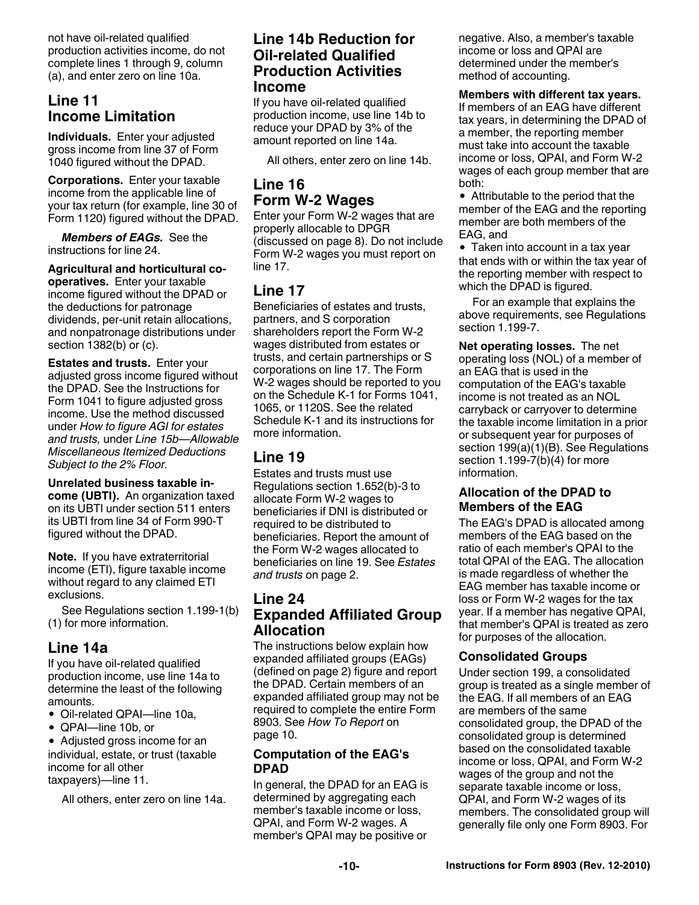not have oil-related qualified production activities income, do not complete lines 1 through 9, column (a), and enter zero on line 10a.

## Line 11 Income Limitation

**Individuals.** Enter your adjusted gross income from line 37 of Form 1040 figured without the DPAD.

**Corporations.** Enter your taxable income from the applicable line of your tax return (for example, line 30 of Form 1120) figured without the DPAD.

***Members of EAGs.*** See the instructions for line 24.

**Agricultural and horticultural co-operatives.** Enter your taxable income figured without the DPAD or the deductions for patronage dividends, per-unit retain allocations, and nonpatronage distributions under section 1382(b) or (c).

**Estates and trusts.** Enter your adjusted gross income figured without the DPAD. See the Instructions for Form 1041 to figure adjusted gross income. Use the method discussed under *How to figure AGI for estates and trusts,* under *Line 15b—Allowable Miscellaneous Itemized Deductions Subject to the 2% Floor*.

**Unrelated business taxable income (UBTI).** An organization taxed on its UBTI under section 511 enters its UBTI from line 34 of Form 990-T figured without the DPAD.

**Note.** If you have extraterritorial income (ETI), figure taxable income without regard to any claimed ETI exclusions.

See Regulations section 1.199-1(b)(1) for more information.

## Line 14a

If you have oil-related qualified production income, use line 14a to determine the least of the following amounts.

- Oil-related QPAI—line 10a,
- QPAI—line 10b, or
- Adjusted gross income for an individual, estate, or trust (taxable income for all other taxpayers)—line 11.

All others, enter zero on line 14a.

## Line 14b Reduction for Oil-related Qualified Production Activities Income

If you have oil-related qualified production income, use line 14b to reduce your DPAD by 3% of the amount reported on line 14a.

All others, enter zero on line 14b.

## Line 16 Form W-2 Wages

Enter your Form W-2 wages that are properly allocable to DPGR (discussed on page 8). Do not include Form W-2 wages you must report on line 17.

## Line 17

Beneficiaries of estates and trusts, partners, and S corporation shareholders report the Form W-2 wages distributed from estates or trusts, and certain partnerships or S corporations on line 17. The Form W-2 wages should be reported to you on the Schedule K-1 for Forms 1041, 1065, or 1120S. See the related Schedule K-1 and its instructions for more information.

## Line 19

Estates and trusts must use Regulations section 1.652(b)-3 to allocate Form W-2 wages to beneficiaries if DNI is distributed or required to be distributed to beneficiaries. Report the amount of the Form W-2 wages allocated to beneficiaries on line 19. See *Estates and trusts* on page 2.

## Line 24 Expanded Affiliated Group Allocation

The instructions below explain how expanded affiliated groups (EAGs) (defined on page 2) figure and report the DPAD. Certain members of an expanded affiliated group may not be required to complete the entire Form 8903. See *How To Report* on page 10.

### Computation of the EAG's DPAD

In general, the DPAD for an EAG is determined by aggregating each member's taxable income or loss, QPAI, and Form W-2 wages. A member's QPAI may be positive or negative. Also, a member's taxable income or loss and QPAI are determined under the member's method of accounting.

**Members with different tax years.** If members of an EAG have different tax years, in determining the DPAD of a member, the reporting member must take into account the taxable income or loss, QPAI, and Form W-2 wages of each group member that are both:

- Attributable to the period that the member of the EAG and the reporting member are both members of the EAG, and
- Taken into account in a tax year that ends with or within the tax year of the reporting member with respect to which the DPAD is figured.

For an example that explains the above requirements, see Regulations section 1.199-7.

**Net operating losses.** The net operating loss (NOL) of a member of an EAG that is used in the computation of the EAG's taxable income is not treated as an NOL carryback or carryover to determine the taxable income limitation in a prior or subsequent year for purposes of section 199(a)(1)(B). See Regulations section 1.199-7(b)(4) for more information.

### Allocation of the DPAD to Members of the EAG

The EAG's DPAD is allocated among members of the EAG based on the ratio of each member's QPAI to the total QPAI of the EAG. The allocation is made regardless of whether the EAG member has taxable income or loss or Form W-2 wages for the tax year. If a member has negative QPAI, that member's QPAI is treated as zero for purposes of the allocation.

### Consolidated Groups

Under section 199, a consolidated group is treated as a single member of the EAG. If all members of an EAG are members of the same consolidated group, the DPAD of the consolidated group is determined based on the consolidated taxable income or loss, QPAI, and Form W-2 wages of the group and not the separate taxable income or loss, QPAI, and Form W-2 wages of its members. The consolidated group will generally file only one Form 8903. For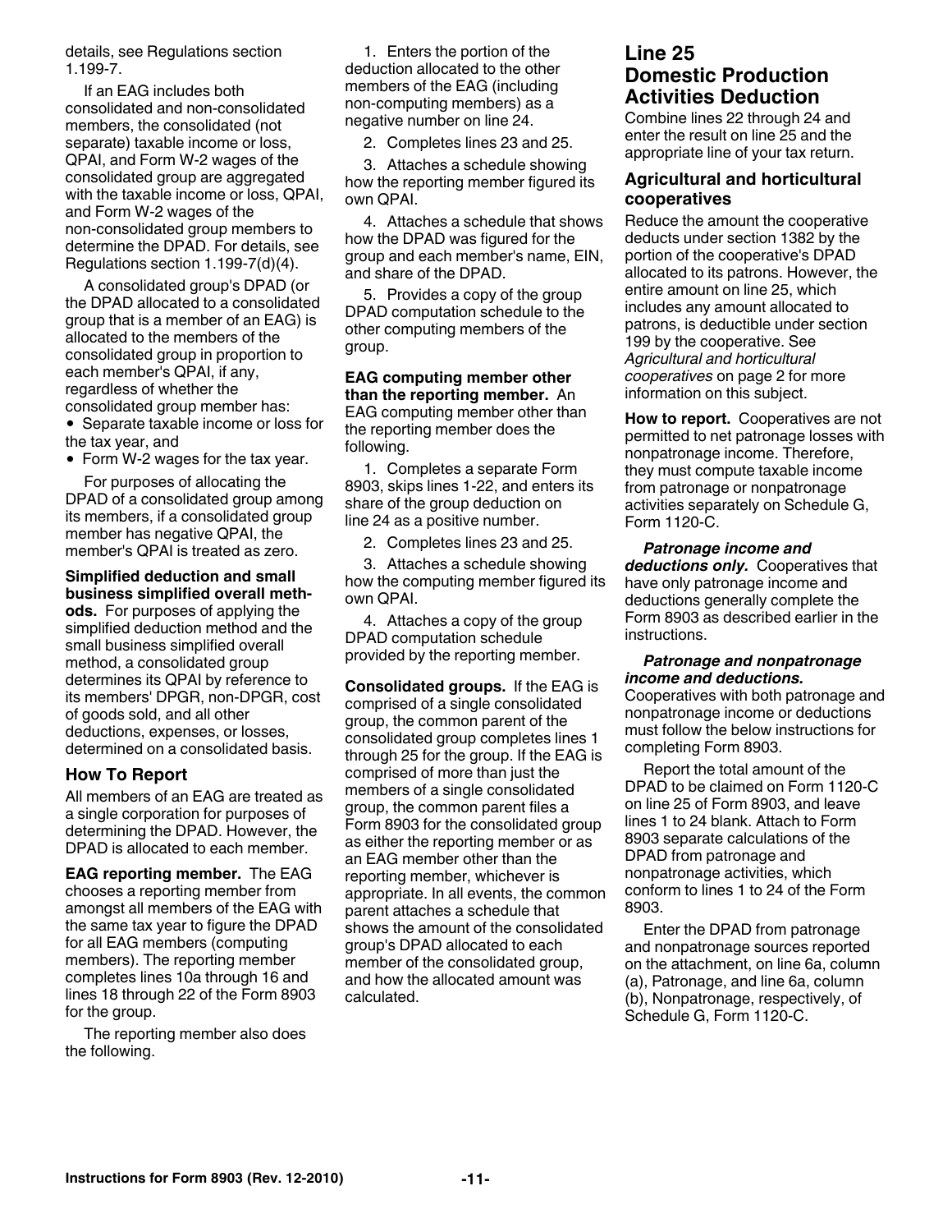details, see Regulations section 1.199-7.

If an EAG includes both consolidated and non-consolidated members, the consolidated (not separate) taxable income or loss, QPAI, and Form W-2 wages of the consolidated group are aggregated with the taxable income or loss, QPAI, and Form W-2 wages of the non-consolidated group members to determine the DPAD. For details, see Regulations section 1.199-7(d)(4).

A consolidated group's DPAD (or the DPAD allocated to a consolidated group that is a member of an EAG) is allocated to the members of the consolidated group in proportion to each member's QPAI, if any, regardless of whether the consolidated group member has:

- Separate taxable income or loss for the tax year, and
- Form W-2 wages for the tax year.

For purposes of allocating the DPAD of a consolidated group among its members, if a consolidated group member has negative QPAI, the member's QPAI is treated as zero.

**Simplified deduction and small business simplified overall methods.** For purposes of applying the simplified deduction method and the small business simplified overall method, a consolidated group determines its QPAI by reference to its members' DPGR, non-DPGR, cost of goods sold, and all other deductions, expenses, or losses, determined on a consolidated basis.

### How To Report

All members of an EAG are treated as a single corporation for purposes of determining the DPAD. However, the DPAD is allocated to each member.

**EAG reporting member.** The EAG chooses a reporting member from amongst all members of the EAG with the same tax year to figure the DPAD for all EAG members (computing members). The reporting member completes lines 10a through 16 and lines 18 through 22 of the Form 8903 for the group.

The reporting member also does the following.

1. Enters the portion of the deduction allocated to the other members of the EAG (including non-computing members) as a negative number on line 24.
2. Completes lines 23 and 25.
3. Attaches a schedule showing how the reporting member figured its own QPAI.
4. Attaches a schedule that shows how the DPAD was figured for the group and each member's name, EIN, and share of the DPAD.
5. Provides a copy of the group DPAD computation schedule to the other computing members of the group.

**EAG computing member other than the reporting member.** An EAG computing member other than the reporting member does the following.

1. Completes a separate Form 8903, skips lines 1-22, and enters its share of the group deduction on line 24 as a positive number.
2. Completes lines 23 and 25.
3. Attaches a schedule showing how the computing member figured its own QPAI.
4. Attaches a copy of the group DPAD computation schedule provided by the reporting member.

**Consolidated groups.** If the EAG is comprised of a single consolidated group, the common parent of the consolidated group completes lines 1 through 25 for the group. If the EAG is comprised of more than just the members of a single consolidated group, the common parent files a Form 8903 for the consolidated group as either the reporting member or as an EAG member other than the reporting member, whichever is appropriate. In all events, the common parent attaches a schedule that shows the amount of the consolidated group's DPAD allocated to each member of the consolidated group, and how the allocated amount was calculated.

## Line 25 Domestic Production Activities Deduction

Combine lines 22 through 24 and enter the result on line 25 and the appropriate line of your tax return.

### Agricultural and horticultural cooperatives

Reduce the amount the cooperative deducts under section 1382 by the portion of the cooperative's DPAD allocated to its patrons. However, the entire amount on line 25, which includes any amount allocated to patrons, is deductible under section 199 by the cooperative. See *Agricultural and horticultural cooperatives* on page 2 for more information on this subject.

**How to report.** Cooperatives are not permitted to net patronage losses with nonpatronage income. Therefore, they must compute taxable income from patronage or nonpatronage activities separately on Schedule G, Form 1120-C.

***Patronage income and deductions only.*** Cooperatives that have only patronage income and deductions generally complete the Form 8903 as described earlier in the instructions.

***Patronage and nonpatronage income and deductions.*** Cooperatives with both patronage and nonpatronage income or deductions must follow the below instructions for completing Form 8903.

Report the total amount of the DPAD to be claimed on Form 1120-C on line 25 of Form 8903, and leave lines 1 to 24 blank. Attach to Form 8903 separate calculations of the DPAD from patronage and nonpatronage activities, which conform to lines 1 to 24 of the Form 8903.

Enter the DPAD from patronage and nonpatronage sources reported on the attachment, on line 6a, column (a), Patronage, and line 6a, column (b), Nonpatronage, respectively, of Schedule G, Form 1120-C.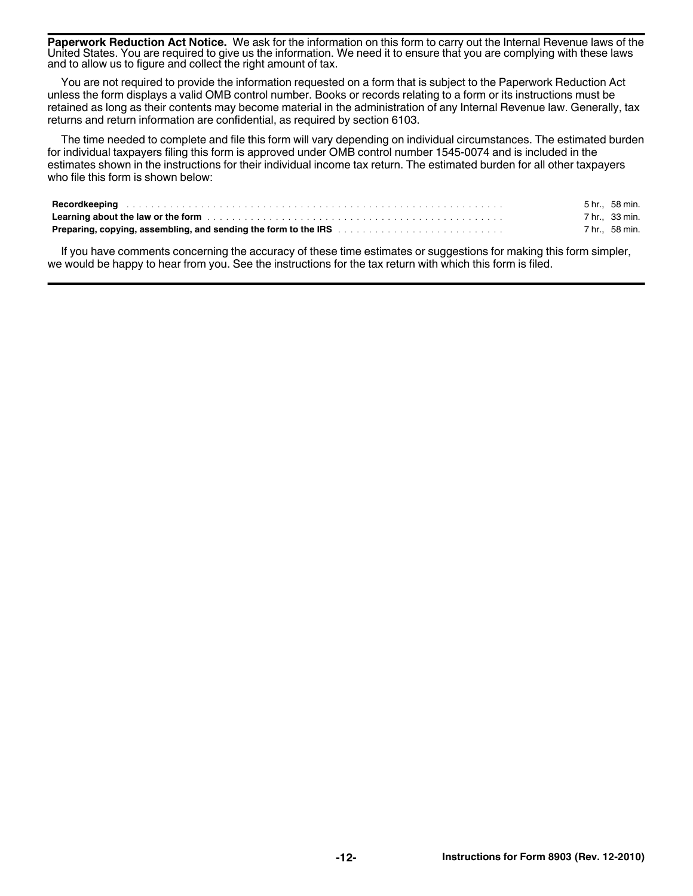**Paperwork Reduction Act Notice.** We ask for the information on this form to carry out the Internal Revenue laws of the United States. You are required to give us the information. We need it to ensure that you are complying with these laws and to allow us to figure and collect the right amount of tax.

You are not required to provide the information requested on a form that is subject to the Paperwork Reduction Act unless the form displays a valid OMB control number. Books or records relating to a form or its instructions must be retained as long as their contents may become material in the administration of any Internal Revenue law. Generally, tax returns and return information are confidential, as required by section 6103.

The time needed to complete and file this form will vary depending on individual circumstances. The estimated burden for individual taxpayers filing this form is approved under OMB control number 1545-0074 and is included in the estimates shown in the instructions for their individual income tax return. The estimated burden for all other taxpayers who file this form is shown below:

| | |
|---|---|
| **Recordkeeping** | 5 hr., 58 min. |
| **Learning about the law or the form** | 7 hr., 33 min. |
| **Preparing, copying, assembling, and sending the form to the IRS** | 7 hr., 58 min. |

If you have comments concerning the accuracy of these time estimates or suggestions for making this form simpler, we would be happy to hear from you. See the instructions for the tax return with which this form is filed.